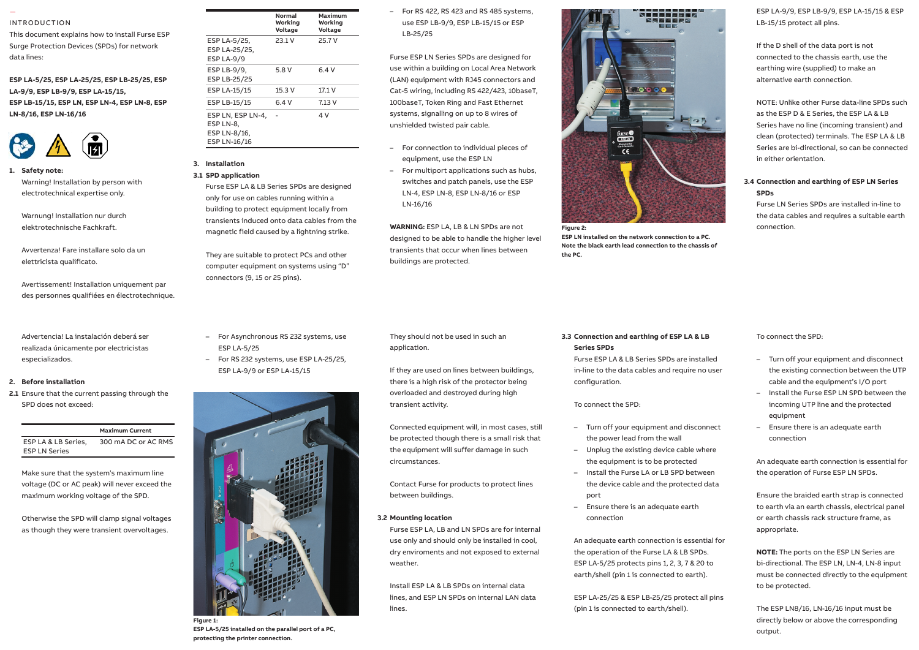## INTRODUCTION

This document explains how to install Furse ESP Surge Protection Devices (SPDs) for network data lines:

**ESP LA-5/25, ESP LA-25/25, ESP LB-25/25, ESP LA-9/9, ESP LB-9/9, ESP LA-15/15, ESP LB-15/15, ESP LN, ESP LN-4, ESP LN-8, ESP LN-8/16, ESP LN-16/16**

**1. Safety note:**

Warning! Installation by person with electrotechnical expertise only.

Warnung! Installation nur durch elektrotechnische Fachkraft.

Avvertenza! Fare installare solo da un elettricista qualificato.

Avertissement! Installation uniquement par des personnes qualifiées en électrotechnique.

Advertencia! La instalación deberá ser realizada únicamente por electricistas especializados.

**2. Before installation**

**2.1** Ensure that the current passing through the SPD does not exceed:

| | Maximum Current |
|---|---|
| ESP LA & LB Series, ESP LN Series | 300 mA DC or AC RMS |

Make sure that the system's maximum line voltage (DC or AC peak) will never exceed the maximum working voltage of the SPD.

Otherwise the SPD will clamp signal voltages as though they were transient overvoltages.

| | Normal Working Voltage | Maximum Working Voltage |
|---|---|---|
| ESP LA-5/25, ESP LA-25/25, ESP LA-9/9 | 23.1 V | 25.7 V |
| ESP LB-9/9, ESP LB-25/25 | 5.8 V | 6.4 V |
| ESP LA-15/15 | 15.3 V | 17.1 V |
| ESP LB-15/15 | 6.4 V | 7.13 V |
| ESP LN, ESP LN-4, ESP LN-8, ESP LN-8/16, ESP LN-16/16 | - | 4 V |

**3. Installation**

**3.1 SPD application**

Furse ESP LA & LB Series SPDs are designed only for use on cables running within a building to protect equipment locally from transients induced onto data cables from the magnetic field caused by a lightning strike.

They are suitable to protect PCs and other computer equipment on systems using "D" connectors (9, 15 or 25 pins).

- For Asynchronous RS 232 systems, use ESP LA-5/25
- For RS 232 systems, use ESP LA-25/25, ESP LA-9/9 or ESP LA-15/15

**Figure 1:**
**ESP LA-5/25 installed on the parallel port of a PC, protecting the printer connection.**

- For RS 422, RS 423 and RS 485 systems, use ESP LB-9/9, ESP LB-15/15 or ESP LB-25/25

Furse ESP LN Series SPDs are designed for use within a building on Local Area Network (LAN) equipment with RJ45 connectors and Cat-5 wiring, including RS 422/423, 10baseT, 100baseT, Token Ring and Fast Ethernet systems, signalling on up to 8 wires of unshielded twisted pair cable.

- For connection to individual pieces of equipment, use the ESP LN
- For multiport applications such as hubs, switches and patch panels, use the ESP LN-4, ESP LN-8, ESP LN-8/16 or ESP LN-16/16

**WARNING:** ESP LA, LB & LN SPDs are not designed to be able to handle the higher level transients that occur when lines between buildings are protected.

They should not be used in such an application.

If they are used on lines between buildings, there is a high risk of the protector being overloaded and destroyed during high transient activity.

Connected equipment will, in most cases, still be protected though there is a small risk that the equipment will suffer damage in such circumstances.

Contact Furse for products to protect lines between buildings.

**3.2 Mounting location**

Furse ESP LA, LB and LN SPDs are for internal use only and should only be installed in cool, dry enviroments and not exposed to external weather.

Install ESP LA & LB SPDs on internal data lines, and ESP LN SPDs on internal LAN data lines.

**Figure 2:**
**ESP LN installed on the network connection to a PC. Note the black earth lead connection to the chassis of the PC.**

**3.3 Connection and earthing of ESP LA & LB Series SPDs**

Furse ESP LA & LB Series SPDs are installed in-line to the data cables and require no user configuration.

To connect the SPD:

- Turn off your equipment and disconnect the power lead from the wall
- Unplug the existing device cable where the equipment is to be protected
- Install the Furse LA or LB SPD between the device cable and the protected data port
- Ensure there is an adequate earth connection

An adequate earth connection is essential for the operation of the Furse LA & LB SPDs. ESP LA-5/25 protects pins 1, 2, 3, 7 & 20 to earth/shell (pin 1 is connected to earth).

ESP LA-25/25 & ESP LB-25/25 protect all pins (pin 1 is connected to earth/shell).

ESP LA-9/9, ESP LB-9/9, ESP LA-15/15 & ESP LB-15/15 protect all pins.

If the D shell of the data port is not connected to the chassis earth, use the earthing wire (supplied) to make an alternative earth connection.

NOTE: Unlike other Furse data-line SPDs such as the ESP D & E Series, the ESP LA & LB Series have no line (incoming transient) and clean (protected) terminals. The ESP LA & LB Series are bi-directional, so can be connected in either orientation.

**3.4 Connection and earthing of ESP LN Series SPDs**

Furse LN Series SPDs are installed in-line to the data cables and requires a suitable earth connection.

To connect the SPD:

- Turn off your equipment and disconnect the existing connection between the UTP cable and the equipment's I/O port
- Install the Furse ESP LN SPD between the incoming UTP line and the protected equipment
- Ensure there is an adequate earth connection

An adequate earth connection is essential for the operation of Furse ESP LN SPDs.

Ensure the braided earth strap is connected to earth via an earth chassis, electrical panel or earth chassis rack structure frame, as appropriate.

**NOTE:** The ports on the ESP LN Series are bi-directional. The ESP LN, LN-4, LN-8 input must be connected directly to the equipment to be protected.

The ESP LN8/16, LN-16/16 input must be directly below or above the corresponding output.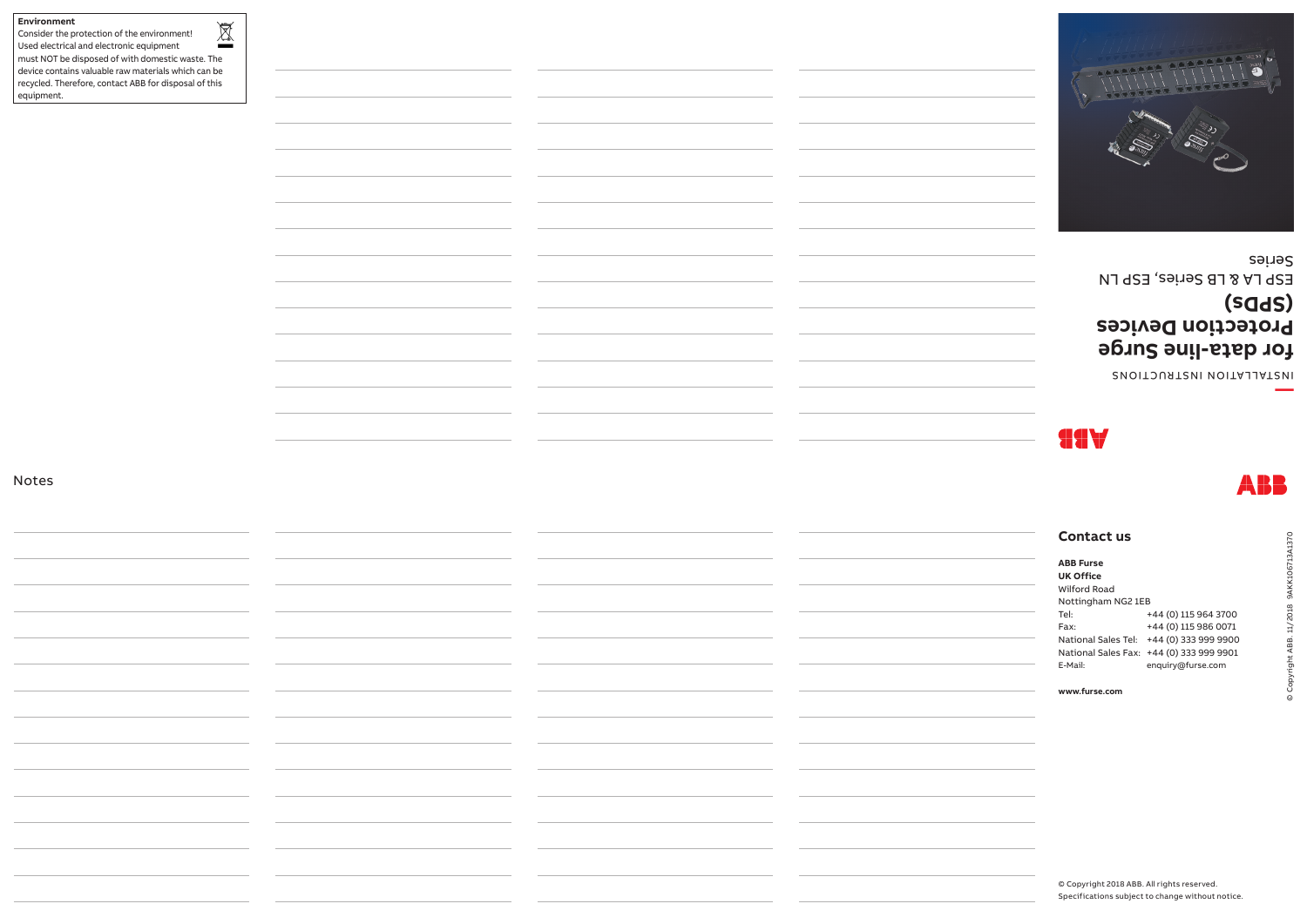**Environment**

Consider the protection of the environment! Used electrical and electronic equipment must NOT be disposed of with domestic waste. The device contains valuable raw materials which can be recycled. Therefore, contact ABB for disposal of this equipment.

## Notes

INSTALLATION INSTRUCTIONS

# for data-line Surge Protection Devices (SPDs)

ESP LA & LB Series, ESP LN Series

ABB

## Contact us

**ABB Furse**
**UK Office**
Wilford Road
Nottingham NG2 1EB

| | |
|---|---|
| Tel: | +44 (0) 115 964 3700 |
| Fax: | +44 (0) 115 986 0071 |
| National Sales Tel: | +44 (0) 333 999 9900 |
| National Sales Fax: | +44 (0) 333 999 9901 |
| E-Mail: | enquiry@furse.com |

**www.furse.com**

© Copyright 2018 ABB. All rights reserved.
Specifications subject to change without notice.

© Copyright ABB. 11/2018 9AKK106713A1370